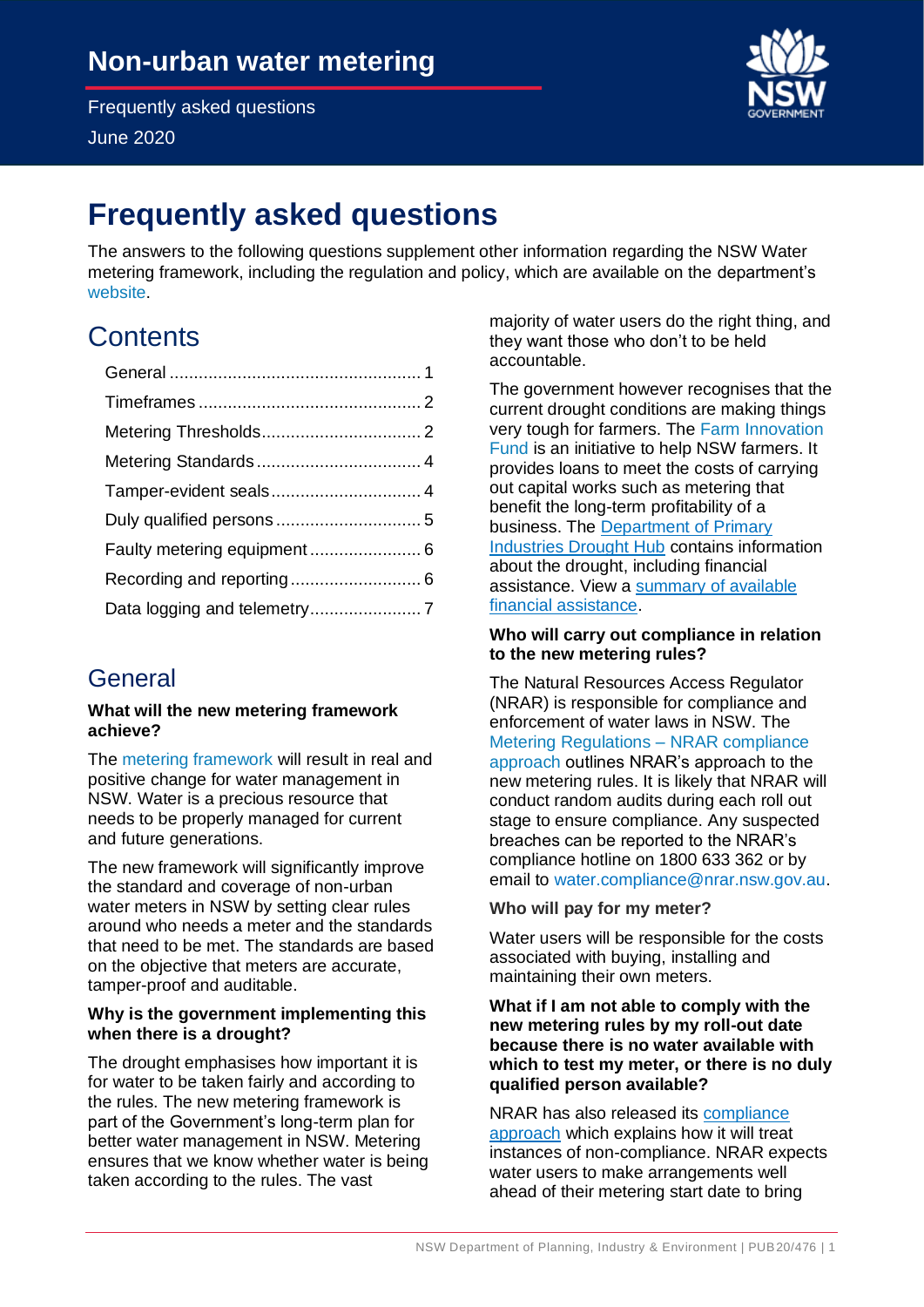# Non-urban water metering

Frequently asked questions

June 2020

# Frequently asked questions

The answers to the following questions supplement other information regarding the NSW Water metering framework, including the regulation and policy, which are available on the department's website.

## Contents

- General .................................................... 1
- Timeframes .............................................. 2
- Metering Thresholds................................. 2
- Metering Standards .................................. 4
- Tamper-evident seals............................... 4
- Duly qualified persons .............................. 5
- Faulty metering equipment....................... 6
- Recording and reporting........................... 6
- Data logging and telemetry....................... 7

## General

**What will the new metering framework achieve?**

The metering framework will result in real and positive change for water management in NSW. Water is a precious resource that needs to be properly managed for current and future generations.

The new framework will significantly improve the standard and coverage of non-urban water meters in NSW by setting clear rules around who needs a meter and the standards that need to be met. The standards are based on the objective that meters are accurate, tamper-proof and auditable.

**Why is the government implementing this when there is a drought?**

The drought emphasises how important it is for water to be taken fairly and according to the rules. The new metering framework is part of the Government's long-term plan for better water management in NSW. Metering ensures that we know whether water is being taken according to the rules. The vast majority of water users do the right thing, and they want those who don't to be held accountable.

The government however recognises that the current drought conditions are making things very tough for farmers. The Farm Innovation Fund is an initiative to help NSW farmers. It provides loans to meet the costs of carrying out capital works such as metering that benefit the long-term profitability of a business. The Department of Primary Industries Drought Hub contains information about the drought, including financial assistance. View a summary of available financial assistance.

**Who will carry out compliance in relation to the new metering rules?**

The Natural Resources Access Regulator (NRAR) is responsible for compliance and enforcement of water laws in NSW. The Metering Regulations – NRAR compliance approach outlines NRAR's approach to the new metering rules. It is likely that NRAR will conduct random audits during each roll out stage to ensure compliance. Any suspected breaches can be reported to the NRAR's compliance hotline on 1800 633 362 or by email to water.compliance@nrar.nsw.gov.au.

**Who will pay for my meter?**

Water users will be responsible for the costs associated with buying, installing and maintaining their own meters.

**What if I am not able to comply with the new metering rules by my roll-out date because there is no water available with which to test my meter, or there is no duly qualified person available?**

NRAR has also released its compliance approach which explains how it will treat instances of non-compliance. NRAR expects water users to make arrangements well ahead of their metering start date to bring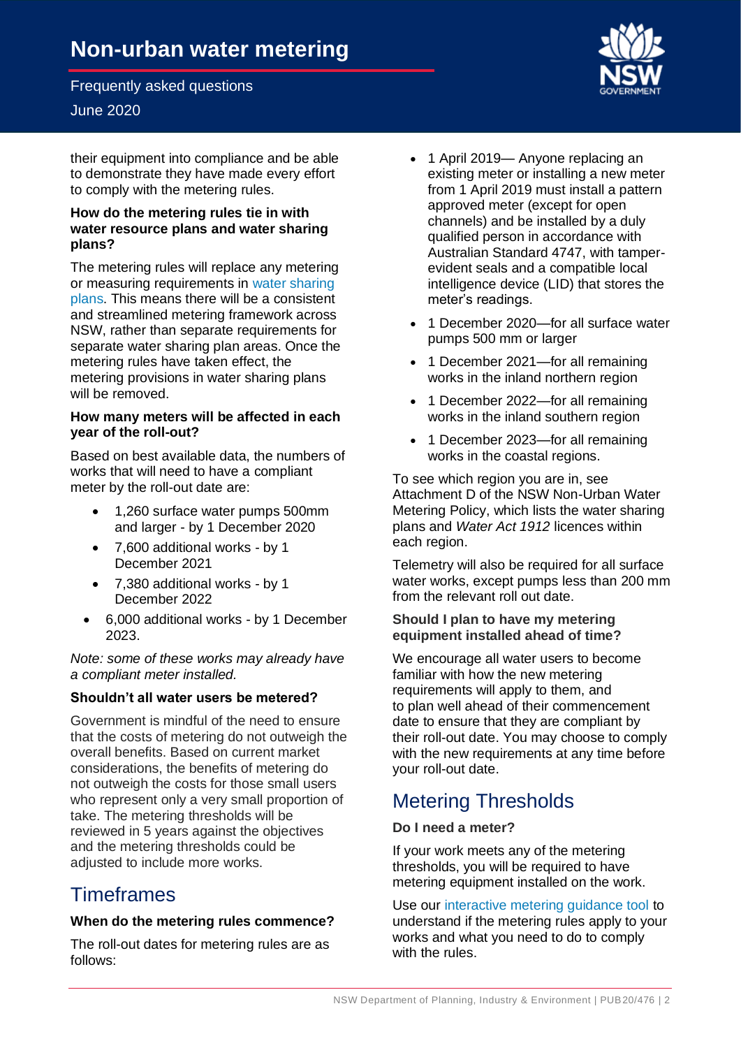their equipment into compliance and be able to demonstrate they have made every effort to comply with the metering rules.

**How do the metering rules tie in with water resource plans and water sharing plans?**

The metering rules will replace any metering or measuring requirements in water sharing plans. This means there will be a consistent and streamlined metering framework across NSW, rather than separate requirements for separate water sharing plan areas. Once the metering rules have taken effect, the metering provisions in water sharing plans will be removed.

**How many meters will be affected in each year of the roll-out?**

Based on best available data, the numbers of works that will need to have a compliant meter by the roll-out date are:

- 1,260 surface water pumps 500mm and larger - by 1 December 2020
- 7,600 additional works - by 1 December 2021
- 7,380 additional works - by 1 December 2022
- 6,000 additional works - by 1 December 2023.

*Note: some of these works may already have a compliant meter installed.*

**Shouldn't all water users be metered?**

Government is mindful of the need to ensure that the costs of metering do not outweigh the overall benefits. Based on current market considerations, the benefits of metering do not outweigh the costs for those small users who represent only a very small proportion of take. The metering thresholds will be reviewed in 5 years against the objectives and the metering thresholds could be adjusted to include more works.

## Timeframes

**When do the metering rules commence?**

The roll-out dates for metering rules are as follows:

- 1 April 2019— Anyone replacing an existing meter or installing a new meter from 1 April 2019 must install a pattern approved meter (except for open channels) and be installed by a duly qualified person in accordance with Australian Standard 4747, with tamper-evident seals and a compatible local intelligence device (LID) that stores the meter's readings.
- 1 December 2020—for all surface water pumps 500 mm or larger
- 1 December 2021—for all remaining works in the inland northern region
- 1 December 2022—for all remaining works in the inland southern region
- 1 December 2023—for all remaining works in the coastal regions.

To see which region you are in, see Attachment D of the NSW Non-Urban Water Metering Policy, which lists the water sharing plans and *Water Act 1912* licences within each region.

Telemetry will also be required for all surface water works, except pumps less than 200 mm from the relevant roll out date.

**Should I plan to have my metering equipment installed ahead of time?**

We encourage all water users to become familiar with how the new metering requirements will apply to them, and to plan well ahead of their commencement date to ensure that they are compliant by their roll-out date. You may choose to comply with the new requirements at any time before your roll-out date.

## Metering Thresholds

**Do I need a meter?**

If your work meets any of the metering thresholds, you will be required to have metering equipment installed on the work.

Use our interactive metering guidance tool to understand if the metering rules apply to your works and what you need to do to comply with the rules.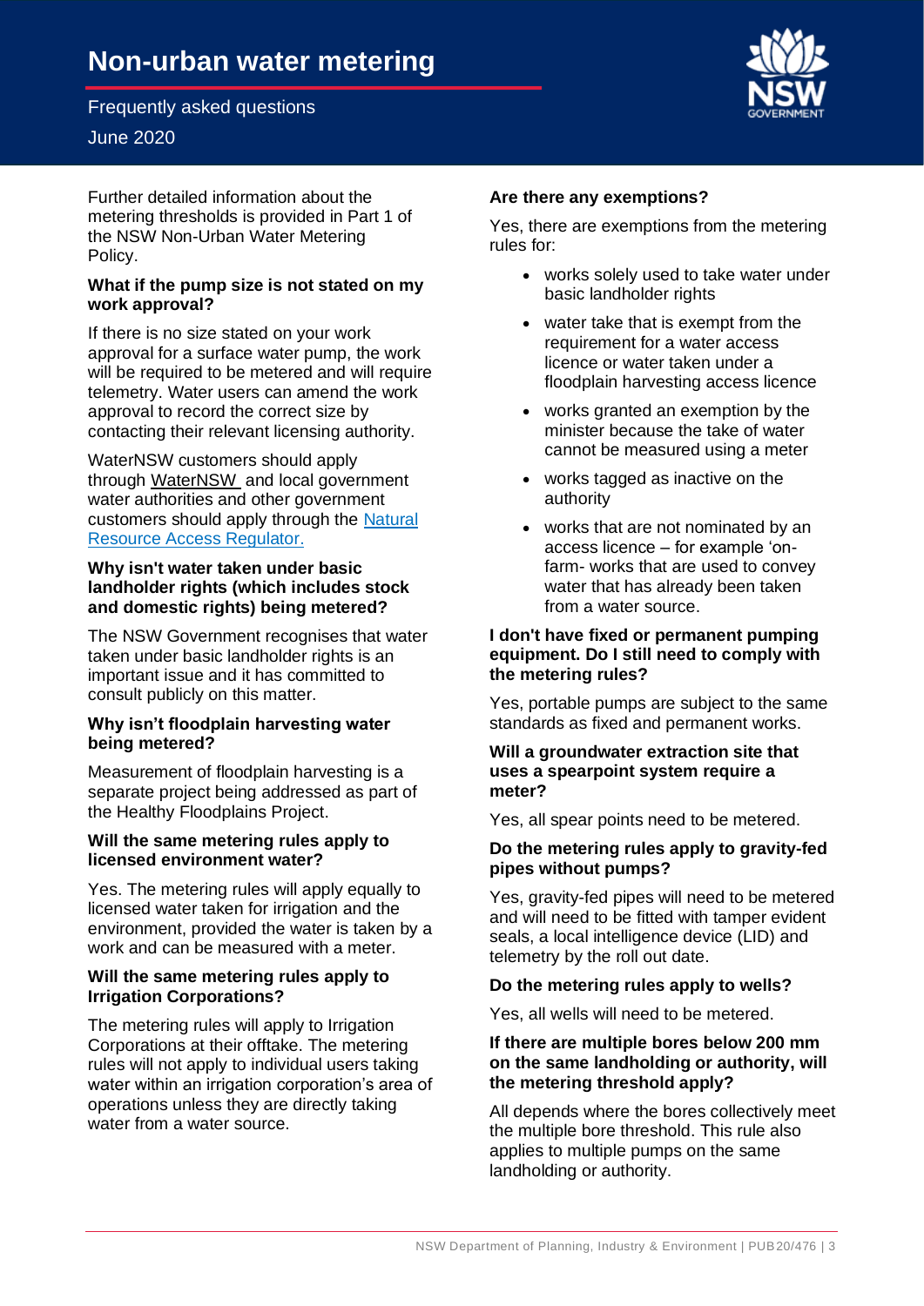Further detailed information about the metering thresholds is provided in Part 1 of the NSW Non-Urban Water Metering Policy.

### What if the pump size is not stated on my work approval?

If there is no size stated on your work approval for a surface water pump, the work will be required to be metered and will require telemetry. Water users can amend the work approval to record the correct size by contacting their relevant licensing authority.

WaterNSW customers should apply through WaterNSW and local government water authorities and other government customers should apply through the Natural Resource Access Regulator.

### Why isn't water taken under basic landholder rights (which includes stock and domestic rights) being metered?

The NSW Government recognises that water taken under basic landholder rights is an important issue and it has committed to consult publicly on this matter.

### Why isn't floodplain harvesting water being metered?

Measurement of floodplain harvesting is a separate project being addressed as part of the Healthy Floodplains Project.

### Will the same metering rules apply to licensed environment water?

Yes. The metering rules will apply equally to licensed water taken for irrigation and the environment, provided the water is taken by a work and can be measured with a meter.

### Will the same metering rules apply to Irrigation Corporations?

The metering rules will apply to Irrigation Corporations at their offtake. The metering rules will not apply to individual users taking water within an irrigation corporation's area of operations unless they are directly taking water from a water source.

### Are there any exemptions?

Yes, there are exemptions from the metering rules for:

- works solely used to take water under basic landholder rights
- water take that is exempt from the requirement for a water access licence or water taken under a floodplain harvesting access licence
- works granted an exemption by the minister because the take of water cannot be measured using a meter
- works tagged as inactive on the authority
- works that are not nominated by an access licence – for example 'on-farm- works that are used to convey water that has already been taken from a water source.

### I don't have fixed or permanent pumping equipment. Do I still need to comply with the metering rules?

Yes, portable pumps are subject to the same standards as fixed and permanent works.

### Will a groundwater extraction site that uses a spearpoint system require a meter?

Yes, all spear points need to be metered.

### Do the metering rules apply to gravity-fed pipes without pumps?

Yes, gravity-fed pipes will need to be metered and will need to be fitted with tamper evident seals, a local intelligence device (LID) and telemetry by the roll out date.

### Do the metering rules apply to wells?

Yes, all wells will need to be metered.

### If there are multiple bores below 200 mm on the same landholding or authority, will the metering threshold apply?

All depends where the bores collectively meet the multiple bore threshold. This rule also applies to multiple pumps on the same landholding or authority.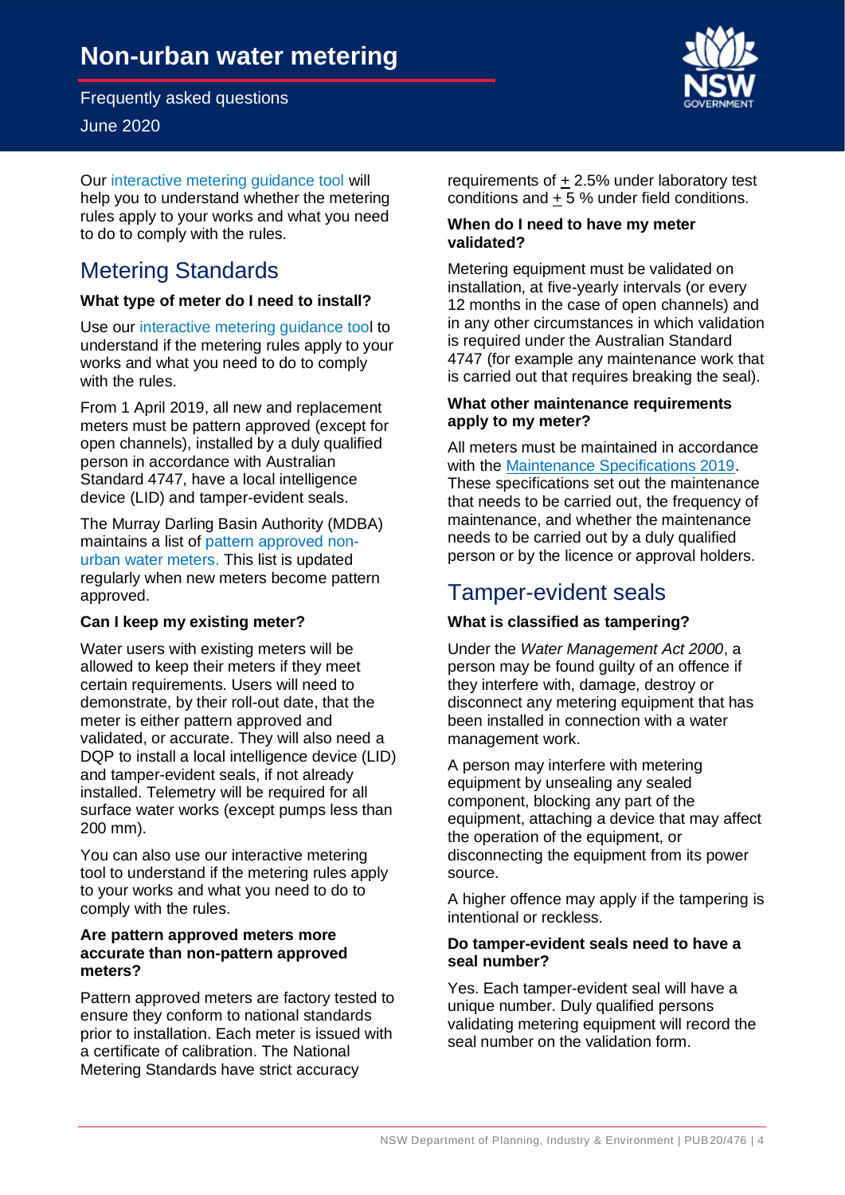# Non-urban water metering

Frequently asked questions

June 2020

Our interactive metering guidance tool will help you to understand whether the metering rules apply to your works and what you need to do to comply with the rules.

## Metering Standards

### What type of meter do I need to install?

Use our interactive metering guidance tool to understand if the metering rules apply to your works and what you need to do to comply with the rules.

From 1 April 2019, all new and replacement meters must be pattern approved (except for open channels), installed by a duly qualified person in accordance with Australian Standard 4747, have a local intelligence device (LID) and tamper-evident seals.

The Murray Darling Basin Authority (MDBA) maintains a list of pattern approved non-urban water meters. This list is updated regularly when new meters become pattern approved.

### Can I keep my existing meter?

Water users with existing meters will be allowed to keep their meters if they meet certain requirements. Users will need to demonstrate, by their roll-out date, that the meter is either pattern approved and validated, or accurate. They will also need a DQP to install a local intelligence device (LID) and tamper-evident seals, if not already installed. Telemetry will be required for all surface water works (except pumps less than 200 mm).

You can also use our interactive metering tool to understand if the metering rules apply to your works and what you need to do to comply with the rules.

### Are pattern approved meters more accurate than non-pattern approved meters?

Pattern approved meters are factory tested to ensure they conform to national standards prior to installation. Each meter is issued with a certificate of calibration. The National Metering Standards have strict accuracy requirements of ± 2.5% under laboratory test conditions and ± 5 % under field conditions.

### When do I need to have my meter validated?

Metering equipment must be validated on installation, at five-yearly intervals (or every 12 months in the case of open channels) and in any other circumstances in which validation is required under the Australian Standard 4747 (for example any maintenance work that is carried out that requires breaking the seal).

### What other maintenance requirements apply to my meter?

All meters must be maintained in accordance with the Maintenance Specifications 2019. These specifications set out the maintenance that needs to be carried out, the frequency of maintenance, and whether the maintenance needs to be carried out by a duly qualified person or by the licence or approval holders.

## Tamper-evident seals

### What is classified as tampering?

Under the *Water Management Act 2000*, a person may be found guilty of an offence if they interfere with, damage, destroy or disconnect any metering equipment that has been installed in connection with a water management work.

A person may interfere with metering equipment by unsealing any sealed component, blocking any part of the equipment, attaching a device that may affect the operation of the equipment, or disconnecting the equipment from its power source.

A higher offence may apply if the tampering is intentional or reckless.

### Do tamper-evident seals need to have a seal number?

Yes. Each tamper-evident seal will have a unique number. Duly qualified persons validating metering equipment will record the seal number on the validation form.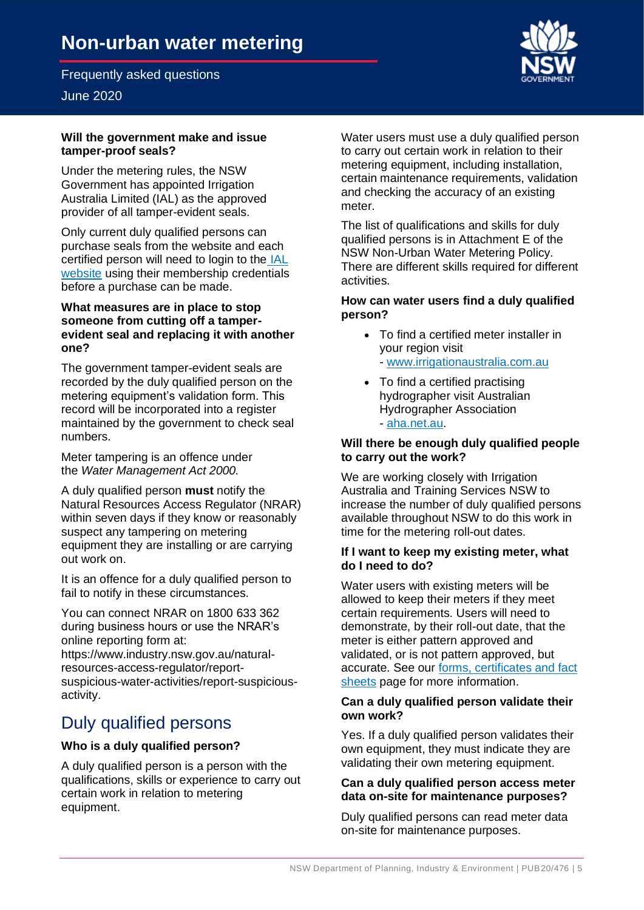#### Will the government make and issue tamper-proof seals?

Under the metering rules, the NSW Government has appointed Irrigation Australia Limited (IAL) as the approved provider of all tamper-evident seals.

Only current duly qualified persons can purchase seals from the website and each certified person will need to login to the IAL website using their membership credentials before a purchase can be made.

#### What measures are in place to stop someone from cutting off a tamper-evident seal and replacing it with another one?

The government tamper-evident seals are recorded by the duly qualified person on the metering equipment's validation form. This record will be incorporated into a register maintained by the government to check seal numbers.

Meter tampering is an offence under the *Water Management Act 2000.*

A duly qualified person **must** notify the Natural Resources Access Regulator (NRAR) within seven days if they know or reasonably suspect any tampering on metering equipment they are installing or are carrying out work on.

It is an offence for a duly qualified person to fail to notify in these circumstances.

You can connect NRAR on 1800 633 362 during business hours or use the NRAR's online reporting form at: https://www.industry.nsw.gov.au/natural-resources-access-regulator/report-suspicious-water-activities/report-suspicious-activity.

## Duly qualified persons

#### Who is a duly qualified person?

A duly qualified person is a person with the qualifications, skills or experience to carry out certain work in relation to metering equipment.

Water users must use a duly qualified person to carry out certain work in relation to their metering equipment, including installation, certain maintenance requirements, validation and checking the accuracy of an existing meter.

The list of qualifications and skills for duly qualified persons is in Attachment E of the NSW Non-Urban Water Metering Policy. There are different skills required for different activities.

#### How can water users find a duly qualified person?

- To find a certified meter installer in your region visit
  - www.irrigationaustralia.com.au
- To find a certified practising hydrographer visit Australian Hydrographer Association
  - aha.net.au.

#### Will there be enough duly qualified people to carry out the work?

We are working closely with Irrigation Australia and Training Services NSW to increase the number of duly qualified persons available throughout NSW to do this work in time for the metering roll-out dates.

#### If I want to keep my existing meter, what do I need to do?

Water users with existing meters will be allowed to keep their meters if they meet certain requirements. Users will need to demonstrate, by their roll-out date, that the meter is either pattern approved and validated, or is not pattern approved, but accurate. See our forms, certificates and fact sheets page for more information.

#### Can a duly qualified person validate their own work?

Yes. If a duly qualified person validates their own equipment, they must indicate they are validating their own metering equipment.

#### Can a duly qualified person access meter data on-site for maintenance purposes?

Duly qualified persons can read meter data on-site for maintenance purposes.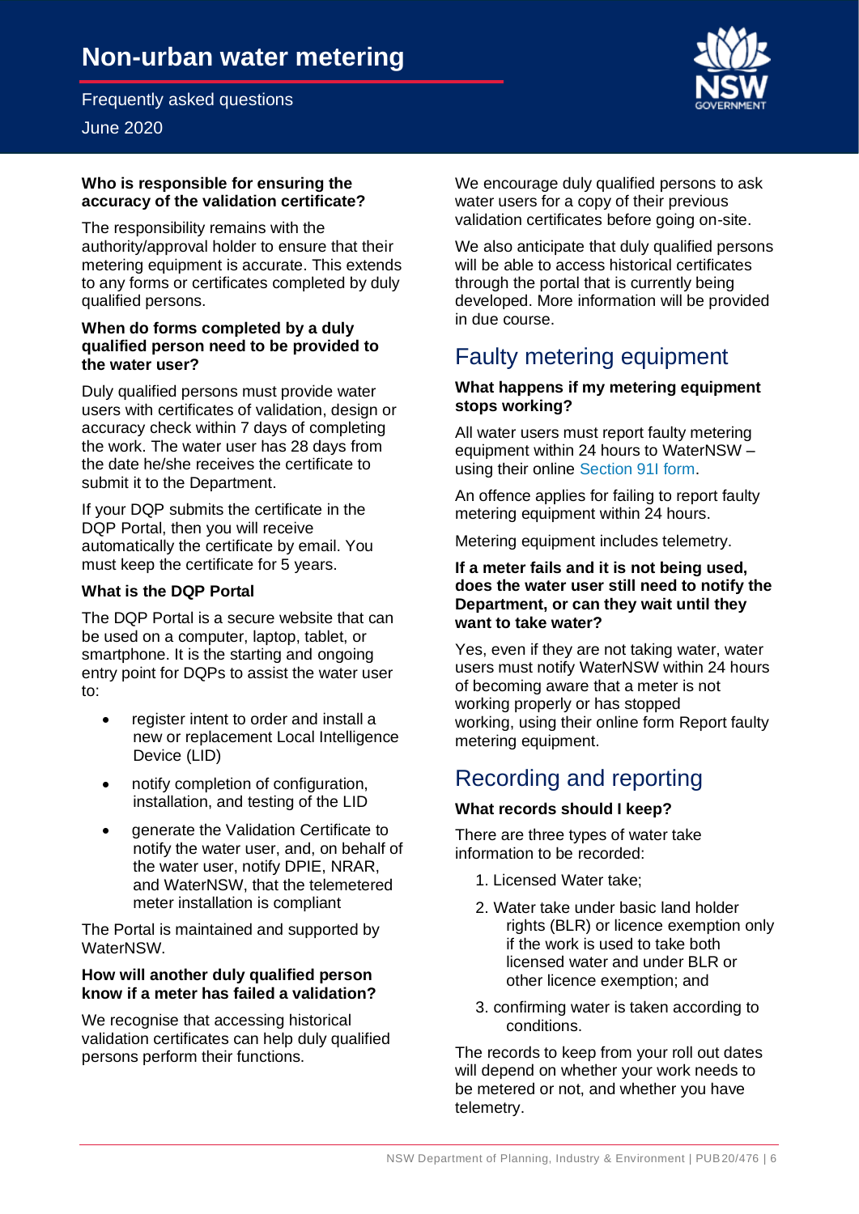**Who is responsible for ensuring the accuracy of the validation certificate?**

The responsibility remains with the authority/approval holder to ensure that their metering equipment is accurate. This extends to any forms or certificates completed by duly qualified persons.

**When do forms completed by a duly qualified person need to be provided to the water user?**

Duly qualified persons must provide water users with certificates of validation, design or accuracy check within 7 days of completing the work. The water user has 28 days from the date he/she receives the certificate to submit it to the Department.

If your DQP submits the certificate in the DQP Portal, then you will receive automatically the certificate by email. You must keep the certificate for 5 years.

**What is the DQP Portal**

The DQP Portal is a secure website that can be used on a computer, laptop, tablet, or smartphone. It is the starting and ongoing entry point for DQPs to assist the water user to:

- register intent to order and install a new or replacement Local Intelligence Device (LID)
- notify completion of configuration, installation, and testing of the LID
- generate the Validation Certificate to notify the water user, and, on behalf of the water user, notify DPIE, NRAR, and WaterNSW, that the telemetered meter installation is compliant

The Portal is maintained and supported by WaterNSW.

**How will another duly qualified person know if a meter has failed a validation?**

We recognise that accessing historical validation certificates can help duly qualified persons perform their functions.

We encourage duly qualified persons to ask water users for a copy of their previous validation certificates before going on-site.

We also anticipate that duly qualified persons will be able to access historical certificates through the portal that is currently being developed. More information will be provided in due course.

## Faulty metering equipment

**What happens if my metering equipment stops working?**

All water users must report faulty metering equipment within 24 hours to WaterNSW – using their online Section 91I form.

An offence applies for failing to report faulty metering equipment within 24 hours.

Metering equipment includes telemetry.

**If a meter fails and it is not being used, does the water user still need to notify the Department, or can they wait until they want to take water?**

Yes, even if they are not taking water, water users must notify WaterNSW within 24 hours of becoming aware that a meter is not working properly or has stopped working, using their online form Report faulty metering equipment.

## Recording and reporting

**What records should I keep?**

There are three types of water take information to be recorded:

1. Licensed Water take;
2. Water take under basic land holder rights (BLR) or licence exemption only if the work is used to take both licensed water and under BLR or other licence exemption; and
3. confirming water is taken according to conditions.

The records to keep from your roll out dates will depend on whether your work needs to be metered or not, and whether you have telemetry.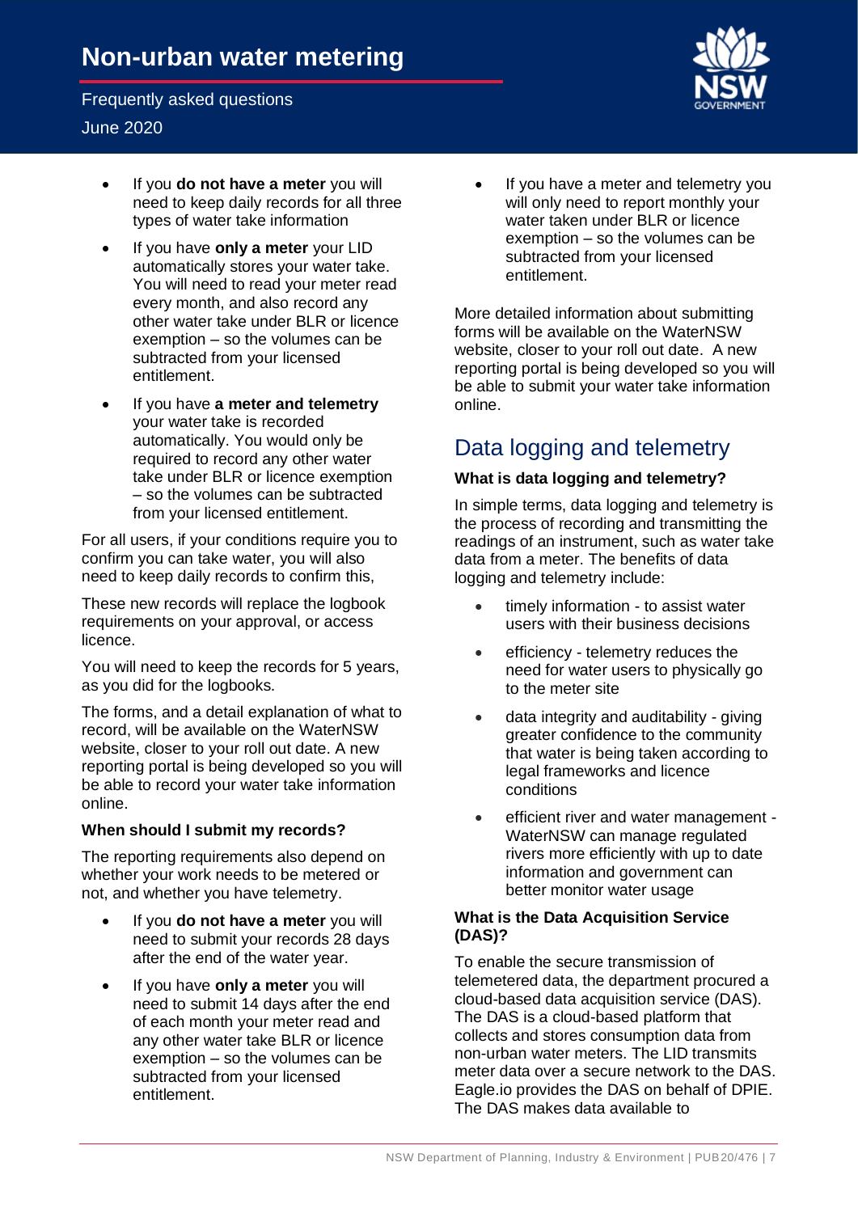- If you **do not have a meter** you will need to keep daily records for all three types of water take information
- If you have **only a meter** your LID automatically stores your water take. You will need to read your meter read every month, and also record any other water take under BLR or licence exemption – so the volumes can be subtracted from your licensed entitlement.
- If you have **a meter and telemetry** your water take is recorded automatically. You would only be required to record any other water take under BLR or licence exemption – so the volumes can be subtracted from your licensed entitlement.

For all users, if your conditions require you to confirm you can take water, you will also need to keep daily records to confirm this,

These new records will replace the logbook requirements on your approval, or access licence.

You will need to keep the records for 5 years, as you did for the logbooks.

The forms, and a detail explanation of what to record, will be available on the WaterNSW website, closer to your roll out date. A new reporting portal is being developed so you will be able to record your water take information online.

**When should I submit my records?**

The reporting requirements also depend on whether your work needs to be metered or not, and whether you have telemetry.

- If you **do not have a meter** you will need to submit your records 28 days after the end of the water year.
- If you have **only a meter** you will need to submit 14 days after the end of each month your meter read and any other water take BLR or licence exemption – so the volumes can be subtracted from your licensed entitlement.
- If you have a meter and telemetry you will only need to report monthly your water taken under BLR or licence exemption – so the volumes can be subtracted from your licensed entitlement.

More detailed information about submitting forms will be available on the WaterNSW website, closer to your roll out date. A new reporting portal is being developed so you will be able to submit your water take information online.

## Data logging and telemetry

**What is data logging and telemetry?**

In simple terms, data logging and telemetry is the process of recording and transmitting the readings of an instrument, such as water take data from a meter. The benefits of data logging and telemetry include:

- timely information - to assist water users with their business decisions
- efficiency - telemetry reduces the need for water users to physically go to the meter site
- data integrity and auditability - giving greater confidence to the community that water is being taken according to legal frameworks and licence conditions
- efficient river and water management - WaterNSW can manage regulated rivers more efficiently with up to date information and government can better monitor water usage

**What is the Data Acquisition Service (DAS)?**

To enable the secure transmission of telemetered data, the department procured a cloud-based data acquisition service (DAS). The DAS is a cloud-based platform that collects and stores consumption data from non-urban water meters. The LID transmits meter data over a secure network to the DAS. Eagle.io provides the DAS on behalf of DPIE. The DAS makes data available to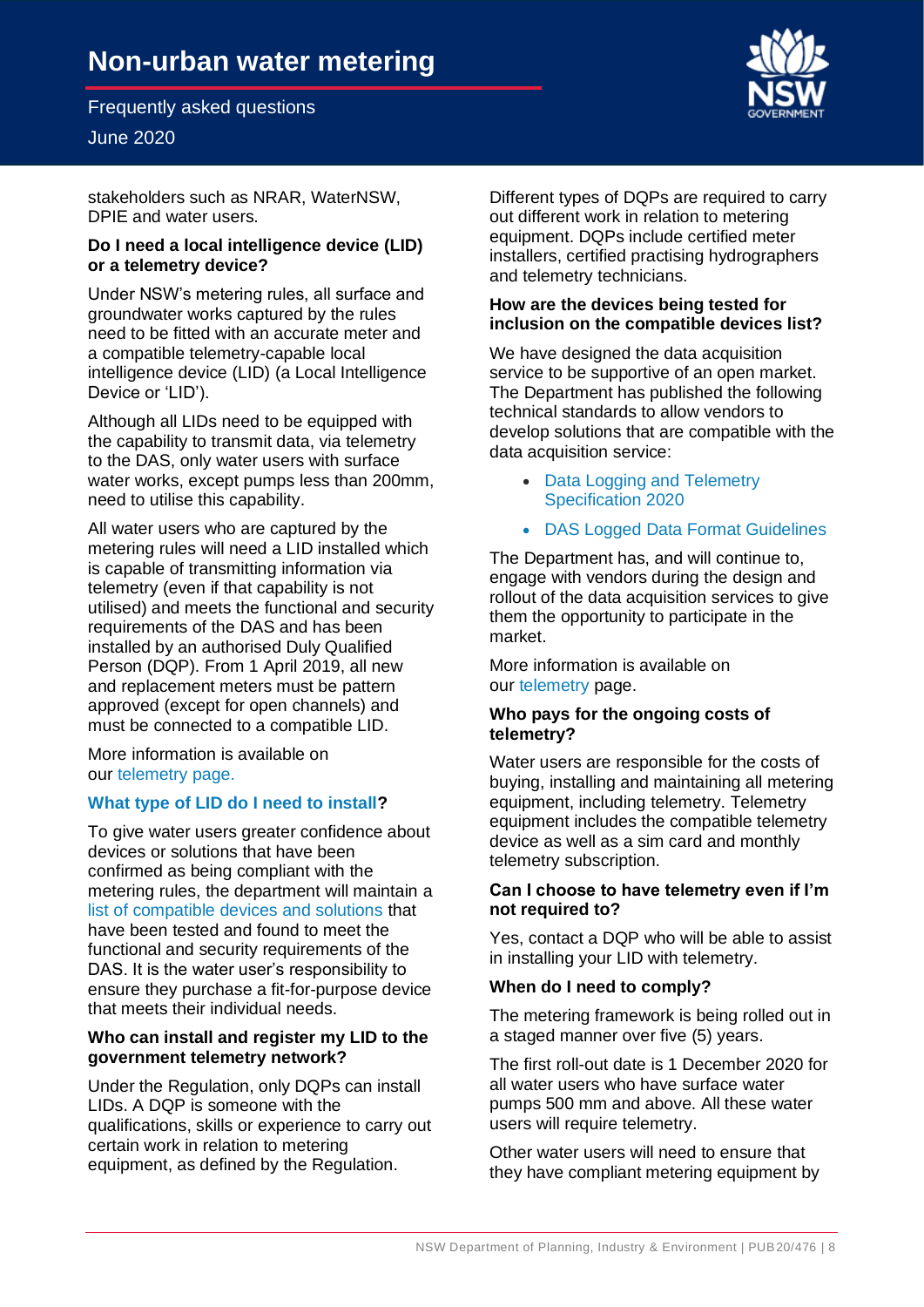stakeholders such as NRAR, WaterNSW, DPIE and water users.

### Do I need a local intelligence device (LID) or a telemetry device?

Under NSW's metering rules, all surface and groundwater works captured by the rules need to be fitted with an accurate meter and a compatible telemetry-capable local intelligence device (LID) (a Local Intelligence Device or 'LID').

Although all LIDs need to be equipped with the capability to transmit data, via telemetry to the DAS, only water users with surface water works, except pumps less than 200mm, need to utilise this capability.

All water users who are captured by the metering rules will need a LID installed which is capable of transmitting information via telemetry (even if that capability is not utilised) and meets the functional and security requirements of the DAS and has been installed by an authorised Duly Qualified Person (DQP). From 1 April 2019, all new and replacement meters must be pattern approved (except for open channels) and must be connected to a compatible LID.

More information is available on our telemetry page.

### What type of LID do I need to install?

To give water users greater confidence about devices or solutions that have been confirmed as being compliant with the metering rules, the department will maintain a list of compatible devices and solutions that have been tested and found to meet the functional and security requirements of the DAS. It is the water user's responsibility to ensure they purchase a fit-for-purpose device that meets their individual needs.

### Who can install and register my LID to the government telemetry network?

Under the Regulation, only DQPs can install LIDs. A DQP is someone with the qualifications, skills or experience to carry out certain work in relation to metering equipment, as defined by the Regulation.

Different types of DQPs are required to carry out different work in relation to metering equipment. DQPs include certified meter installers, certified practising hydrographers and telemetry technicians.

### How are the devices being tested for inclusion on the compatible devices list?

We have designed the data acquisition service to be supportive of an open market. The Department has published the following technical standards to allow vendors to develop solutions that are compatible with the data acquisition service:

- Data Logging and Telemetry Specification 2020
- DAS Logged Data Format Guidelines

The Department has, and will continue to, engage with vendors during the design and rollout of the data acquisition services to give them the opportunity to participate in the market.

More information is available on our telemetry page.

### Who pays for the ongoing costs of telemetry?

Water users are responsible for the costs of buying, installing and maintaining all metering equipment, including telemetry. Telemetry equipment includes the compatible telemetry device as well as a sim card and monthly telemetry subscription.

### Can I choose to have telemetry even if I'm not required to?

Yes, contact a DQP who will be able to assist in installing your LID with telemetry.

### When do I need to comply?

The metering framework is being rolled out in a staged manner over five (5) years.

The first roll-out date is 1 December 2020 for all water users who have surface water pumps 500 mm and above. All these water users will require telemetry.

Other water users will need to ensure that they have compliant metering equipment by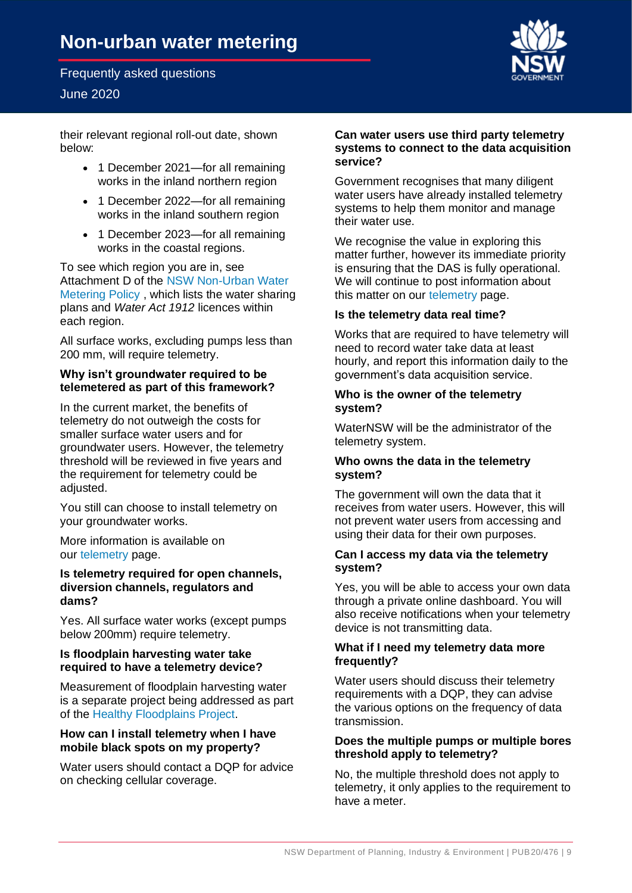their relevant regional roll-out date, shown below:

- 1 December 2021—for all remaining works in the inland northern region
- 1 December 2022—for all remaining works in the inland southern region
- 1 December 2023—for all remaining works in the coastal regions.

To see which region you are in, see Attachment D of the NSW Non-Urban Water Metering Policy , which lists the water sharing plans and *Water Act 1912* licences within each region.

All surface works, excluding pumps less than 200 mm, will require telemetry.

### Why isn't groundwater required to be telemetered as part of this framework?

In the current market, the benefits of telemetry do not outweigh the costs for smaller surface water users and for groundwater users. However, the telemetry threshold will be reviewed in five years and the requirement for telemetry could be adjusted.

You still can choose to install telemetry on your groundwater works.

More information is available on our telemetry page.

### Is telemetry required for open channels, diversion channels, regulators and dams?

Yes. All surface water works (except pumps below 200mm) require telemetry.

### Is floodplain harvesting water take required to have a telemetry device?

Measurement of floodplain harvesting water is a separate project being addressed as part of the Healthy Floodplains Project.

### How can I install telemetry when I have mobile black spots on my property?

Water users should contact a DQP for advice on checking cellular coverage.

### Can water users use third party telemetry systems to connect to the data acquisition service?

Government recognises that many diligent water users have already installed telemetry systems to help them monitor and manage their water use.

We recognise the value in exploring this matter further, however its immediate priority is ensuring that the DAS is fully operational. We will continue to post information about this matter on our telemetry page.

### Is the telemetry data real time?

Works that are required to have telemetry will need to record water take data at least hourly, and report this information daily to the government's data acquisition service.

### Who is the owner of the telemetry system?

WaterNSW will be the administrator of the telemetry system.

### Who owns the data in the telemetry system?

The government will own the data that it receives from water users. However, this will not prevent water users from accessing and using their data for their own purposes.

### Can I access my data via the telemetry system?

Yes, you will be able to access your own data through a private online dashboard. You will also receive notifications when your telemetry device is not transmitting data.

### What if I need my telemetry data more frequently?

Water users should discuss their telemetry requirements with a DQP, they can advise the various options on the frequency of data transmission.

### Does the multiple pumps or multiple bores threshold apply to telemetry?

No, the multiple threshold does not apply to telemetry, it only applies to the requirement to have a meter.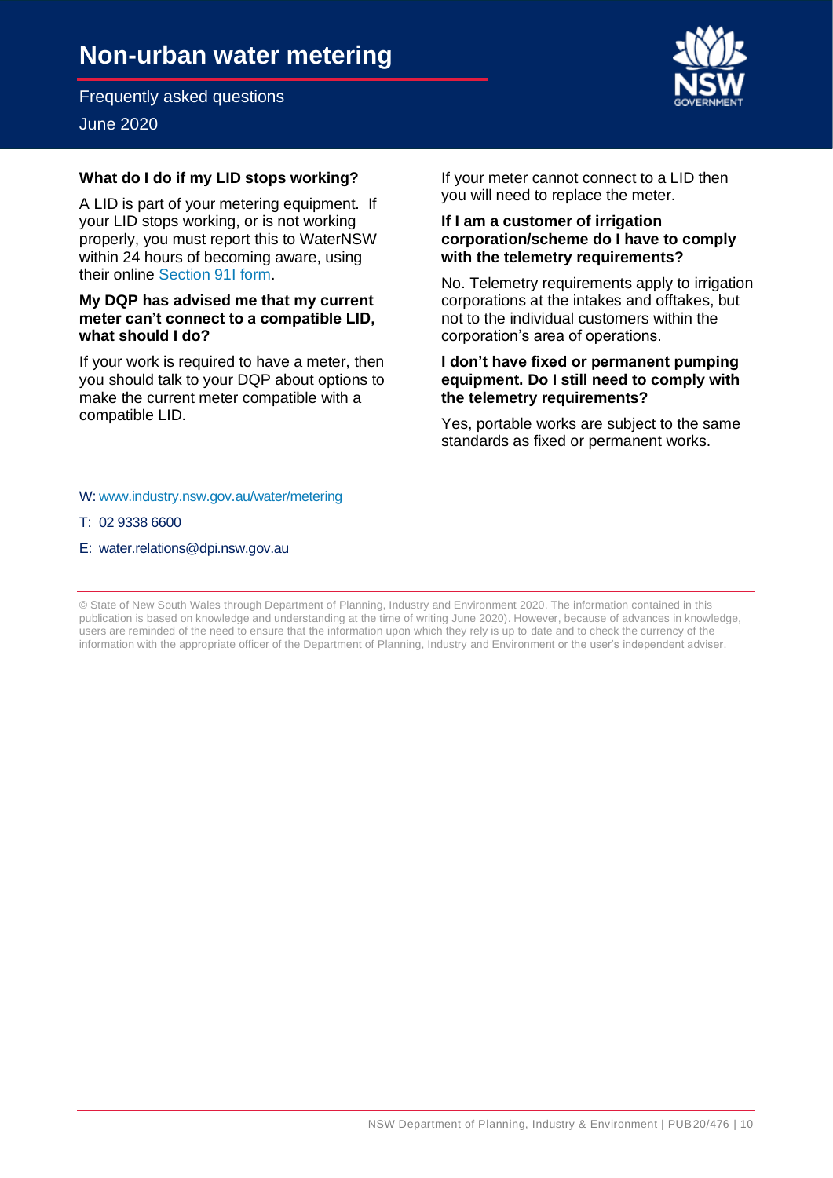**What do I do if my LID stops working?**

A LID is part of your metering equipment. If your LID stops working, or is not working properly, you must report this to WaterNSW within 24 hours of becoming aware, using their online Section 91I form.

**My DQP has advised me that my current meter can't connect to a compatible LID, what should I do?**

If your work is required to have a meter, then you should talk to your DQP about options to make the current meter compatible with a compatible LID.

If your meter cannot connect to a LID then you will need to replace the meter.

**If I am a customer of irrigation corporation/scheme do I have to comply with the telemetry requirements?**

No. Telemetry requirements apply to irrigation corporations at the intakes and offtakes, but not to the individual customers within the corporation's area of operations.

**I don't have fixed or permanent pumping equipment. Do I still need to comply with the telemetry requirements?**

Yes, portable works are subject to the same standards as fixed or permanent works.

W: www.industry.nsw.gov.au/water/metering

T: 02 9338 6600

E: water.relations@dpi.nsw.gov.au

© State of New South Wales through Department of Planning, Industry and Environment 2020. The information contained in this publication is based on knowledge and understanding at the time of writing June 2020). However, because of advances in knowledge, users are reminded of the need to ensure that the information upon which they rely is up to date and to check the currency of the information with the appropriate officer of the Department of Planning, Industry and Environment or the user's independent adviser.